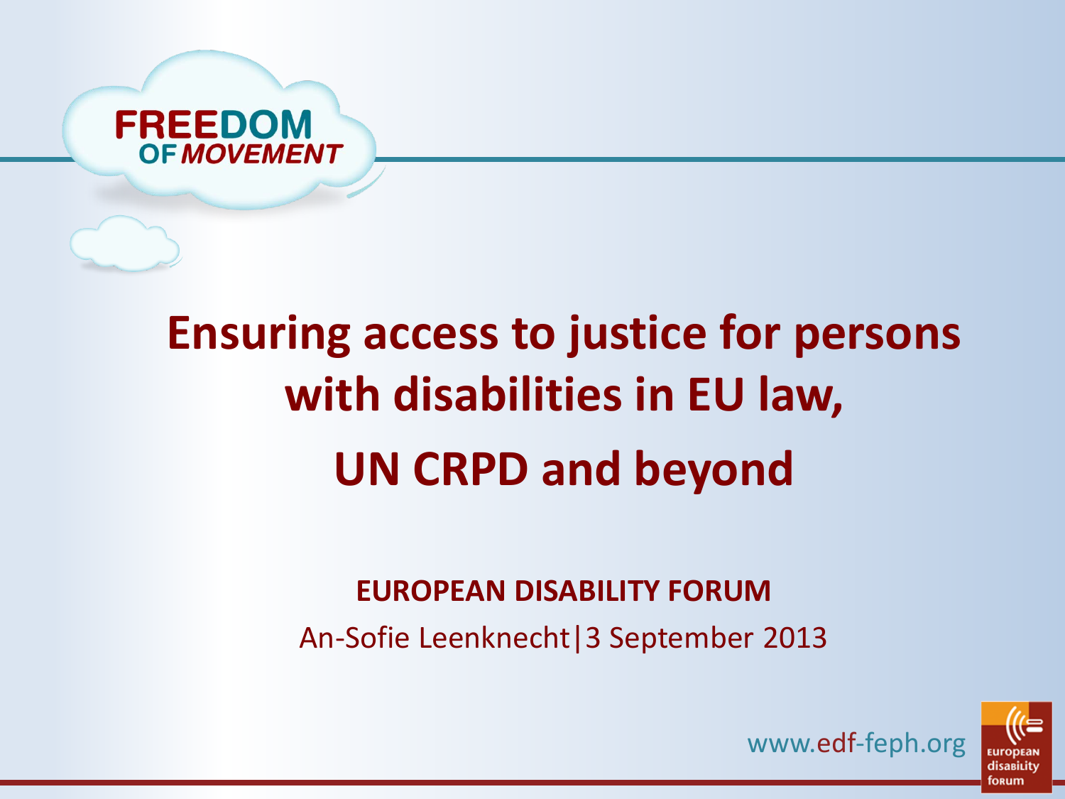FREEDOM OF MOVEMENT

# Ensuring access to justice for persons with disabilities in EU law, UN CRPD and beyond

**EUROPEAN DISABILITY FORUM**

An-Sofie Leenknecht|3 September 2013

www.edf-feph.org

european disability forum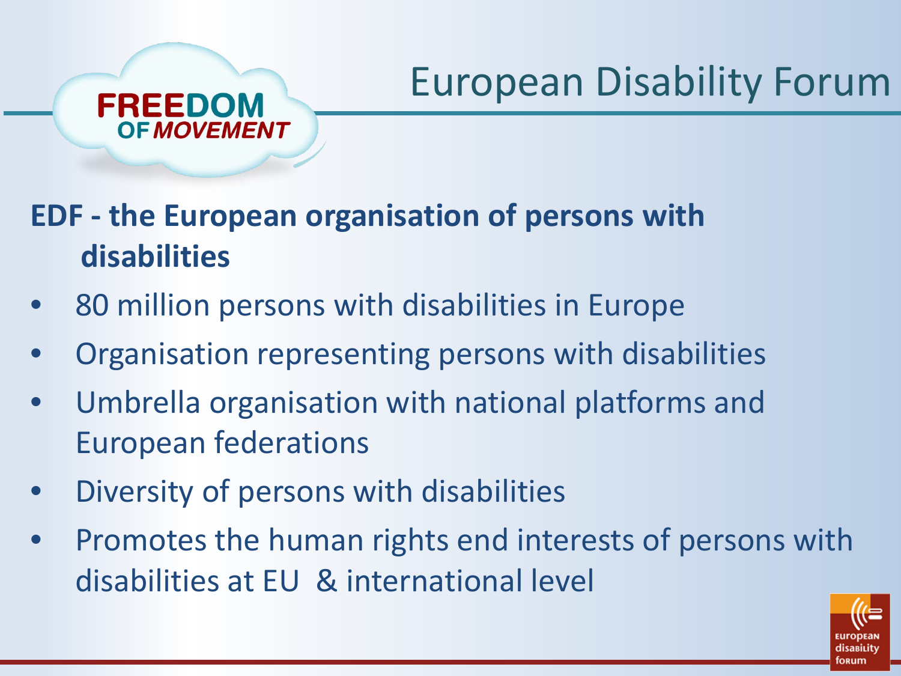# European Disability Forum

**EDF - the European organisation of persons with disabilities**

- 80 million persons with disabilities in Europe
- Organisation representing persons with disabilities
- Umbrella organisation with national platforms and European federations
- Diversity of persons with disabilities
- Promotes the human rights end interests of persons with disabilities at EU & international level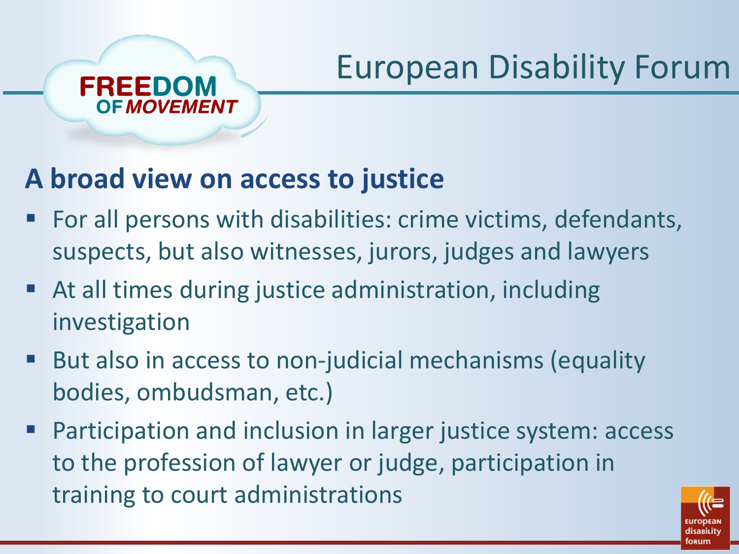# European Disability Forum

## A broad view on access to justice

- For all persons with disabilities: crime victims, defendants, suspects, but also witnesses, jurors, judges and lawyers
- At all times during justice administration, including investigation
- But also in access to non-judicial mechanisms (equality bodies, ombudsman, etc.)
- Participation and inclusion in larger justice system: access to the profession of lawyer or judge, participation in training to court administrations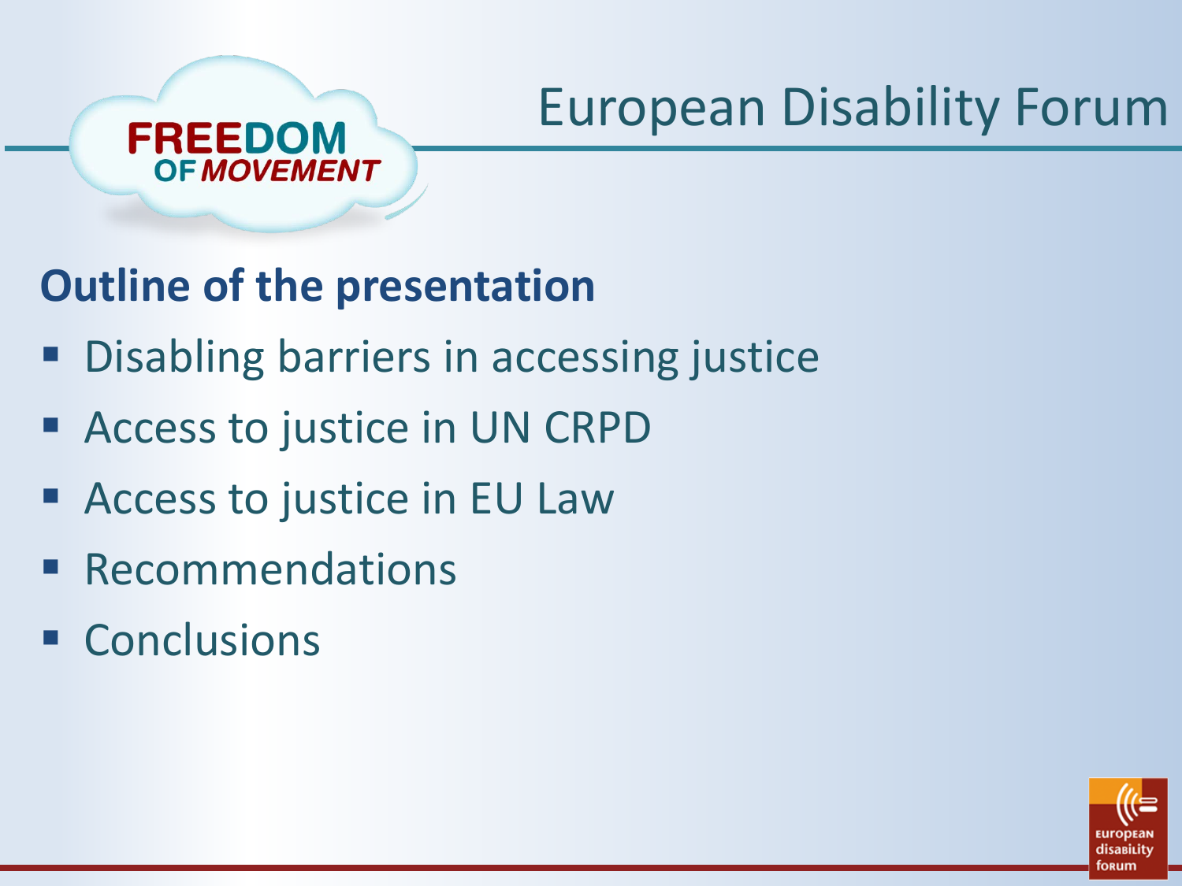## Outline of the presentation

- Disabling barriers in accessing justice
- Access to justice in UN CRPD
- Access to justice in EU Law
- Recommendations
- Conclusions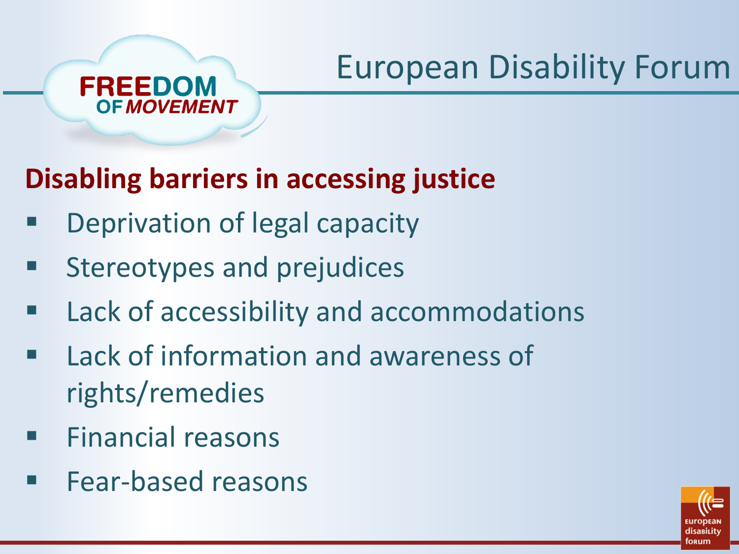# European Disability Forum

## Disabling barriers in accessing justice

- Deprivation of legal capacity
- Stereotypes and prejudices
- Lack of accessibility and accommodations
- Lack of information and awareness of rights/remedies
- Financial reasons
- Fear-based reasons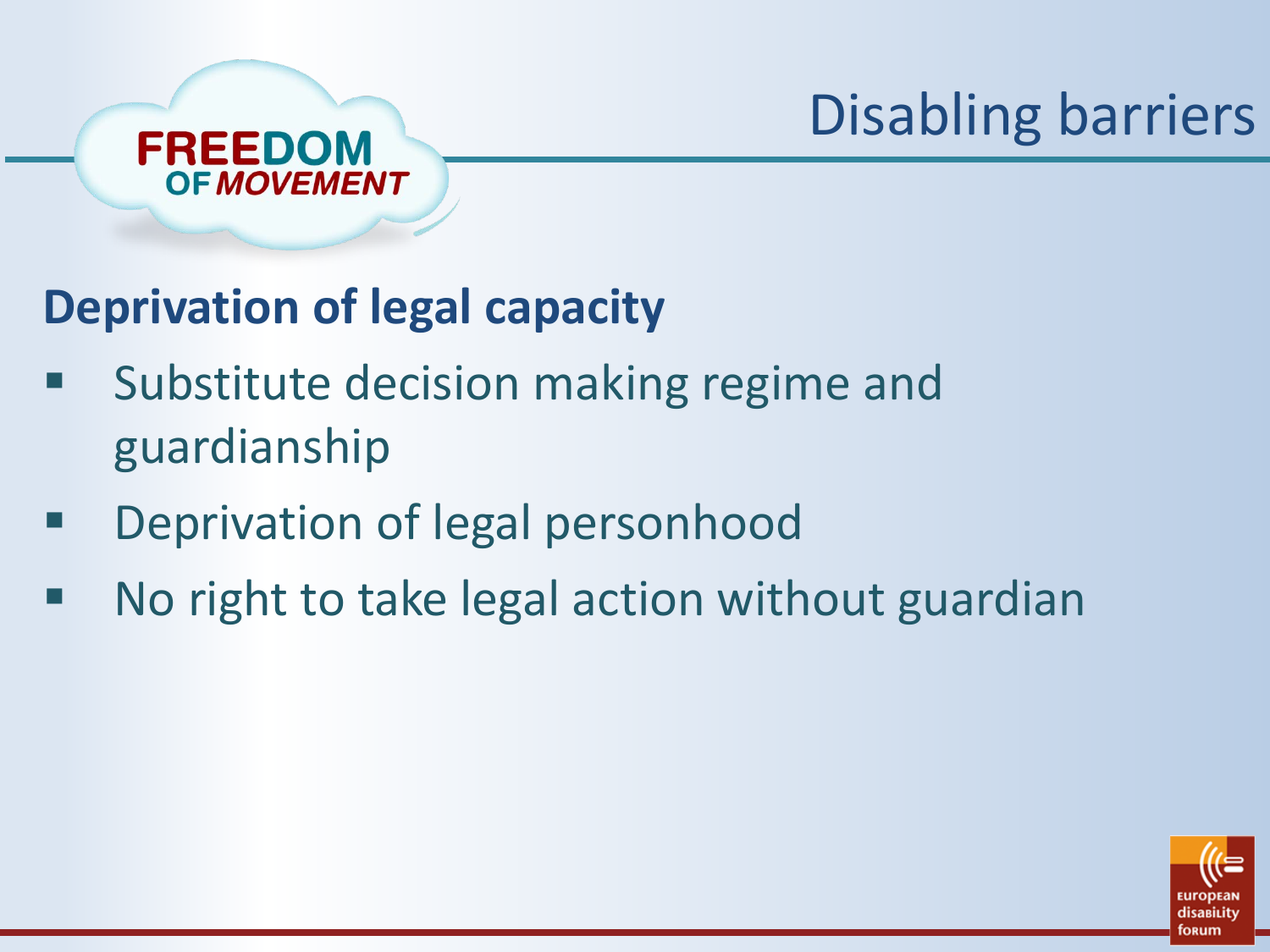# Disabling barriers

## Deprivation of legal capacity

- Substitute decision making regime and guardianship
- Deprivation of legal personhood
- No right to take legal action without guardian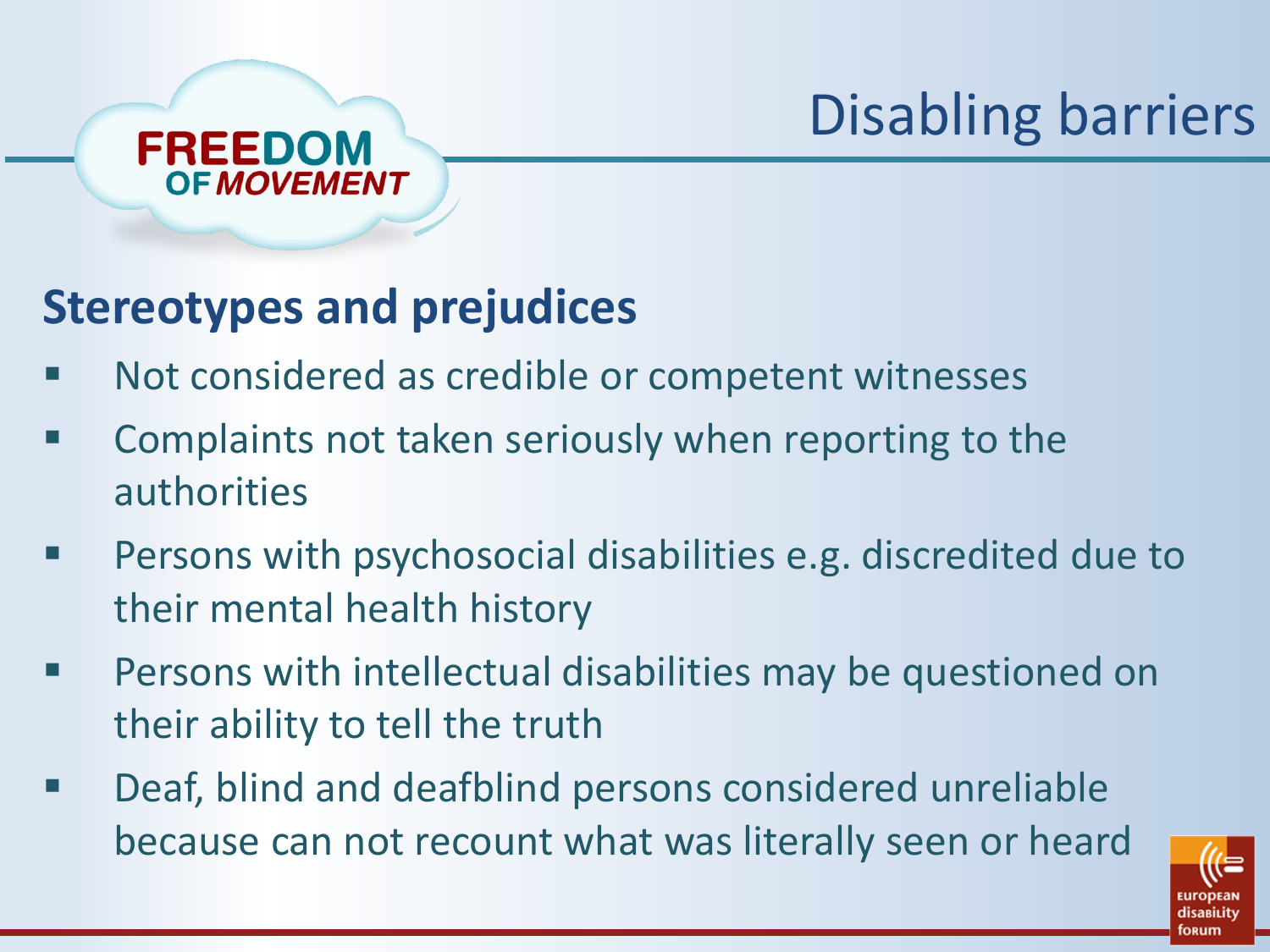# Disabling barriers

## Stereotypes and prejudices

- Not considered as credible or competent witnesses
- Complaints not taken seriously when reporting to the authorities
- Persons with psychosocial disabilities e.g. discredited due to their mental health history
- Persons with intellectual disabilities may be questioned on their ability to tell the truth
- Deaf, blind and deafblind persons considered unreliable because can not recount what was literally seen or heard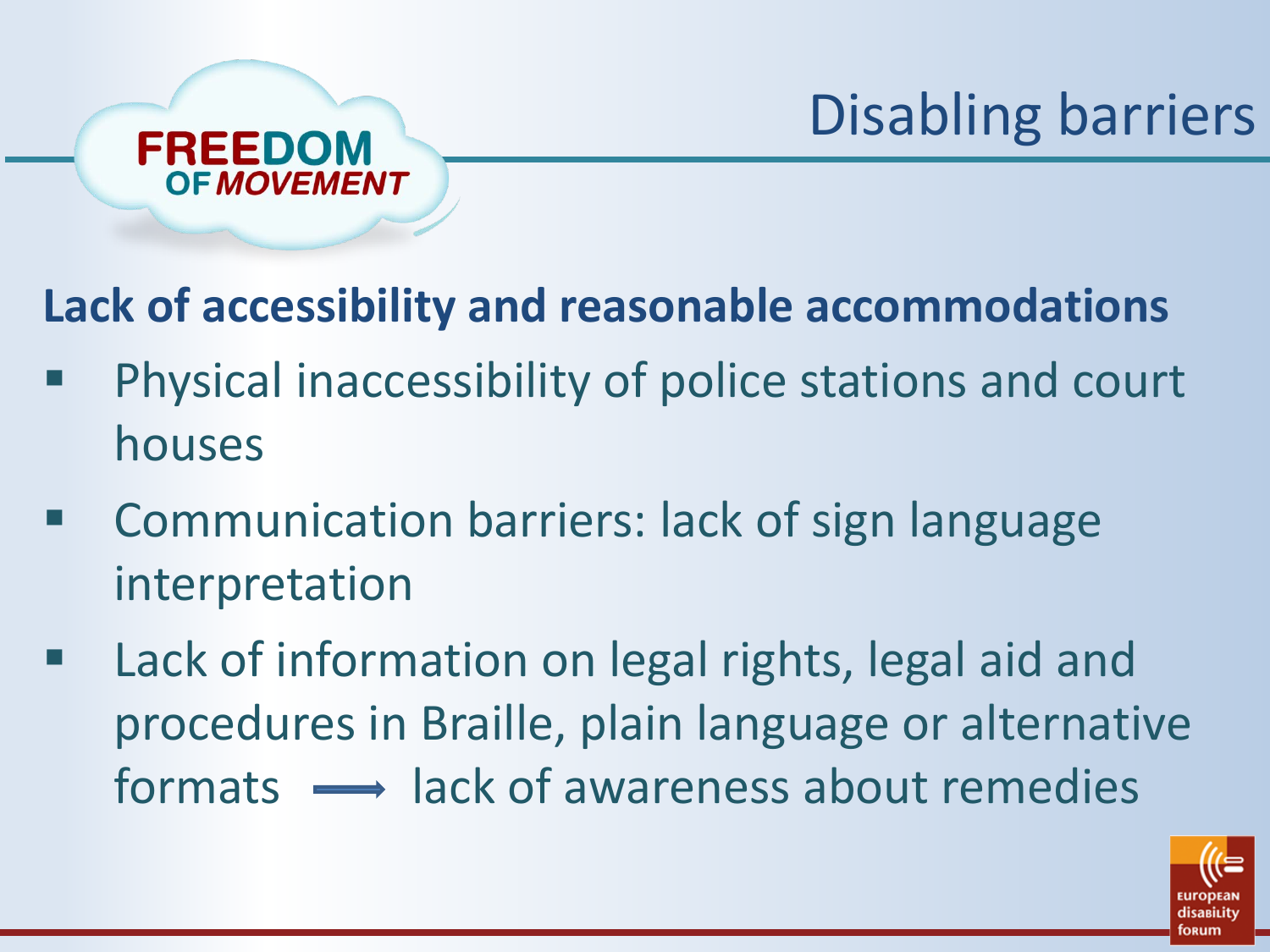# Disabling barriers

**Lack of accessibility and reasonable accommodations**

- Physical inaccessibility of police stations and court houses
- Communication barriers: lack of sign language interpretation
- Lack of information on legal rights, legal aid and procedures in Braille, plain language or alternative formats ⟶ lack of awareness about remedies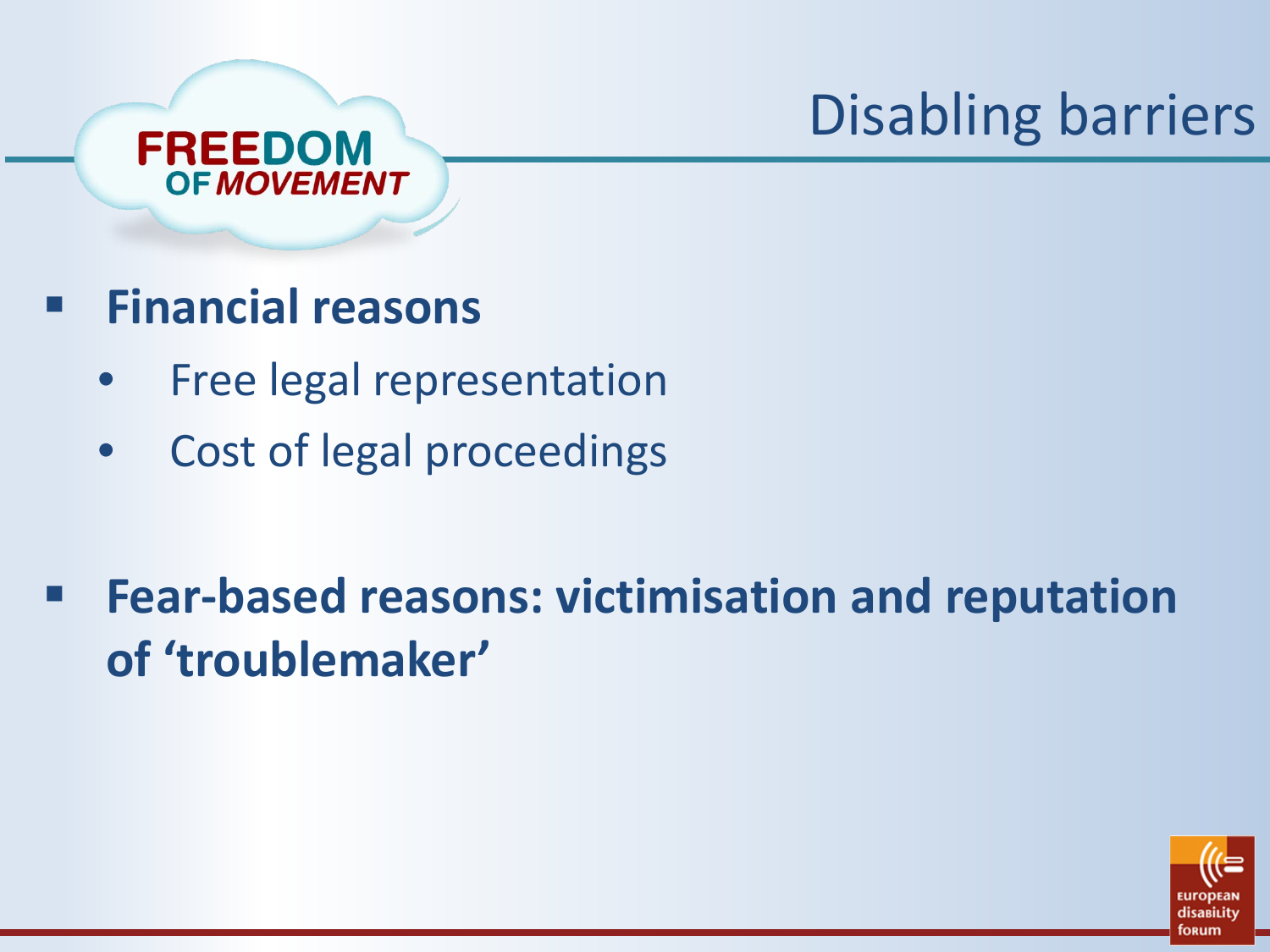# Disabling barriers

- **Financial reasons**
  - Free legal representation
  - Cost of legal proceedings

- **Fear-based reasons: victimisation and reputation of 'troublemaker'**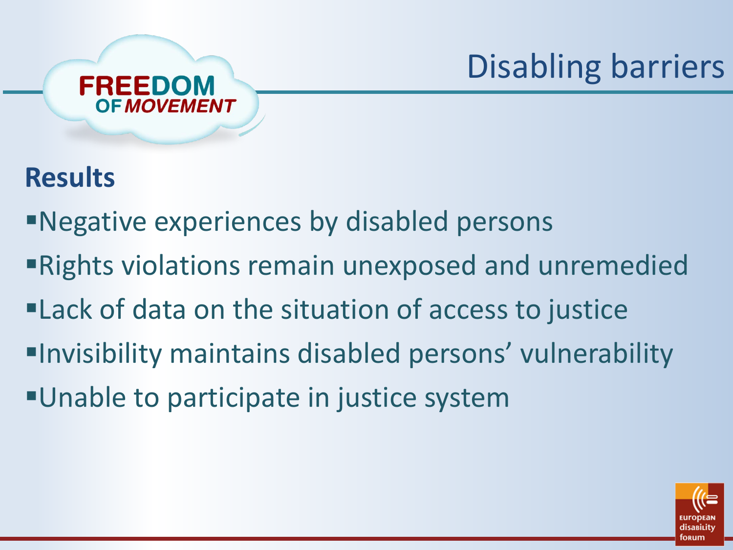FREEDOM OF MOVEMENT

# Disabling barriers

## Results

- Negative experiences by disabled persons
- Rights violations remain unexposed and unremedied
- Lack of data on the situation of access to justice
- Invisibility maintains disabled persons' vulnerability
- Unable to participate in justice system

european disability forum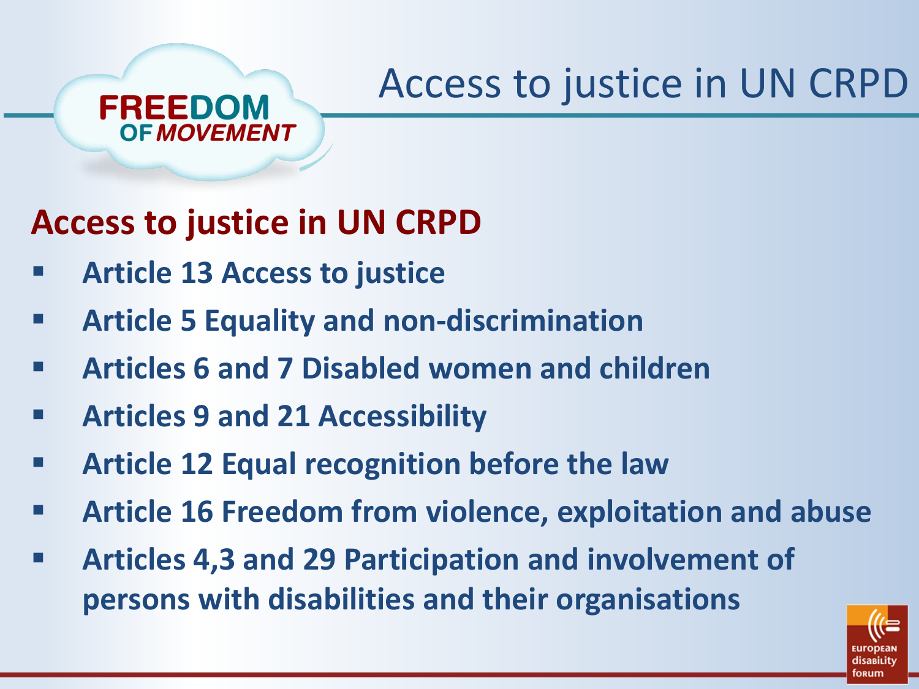# Access to justice in UN CRPD

## Access to justice in UN CRPD

- **Article 13 Access to justice**
- **Article 5 Equality and non-discrimination**
- **Articles 6 and 7 Disabled women and children**
- **Articles 9 and 21 Accessibility**
- **Article 12 Equal recognition before the law**
- **Article 16 Freedom from violence, exploitation and abuse**
- **Articles 4,3 and 29 Participation and involvement of persons with disabilities and their organisations**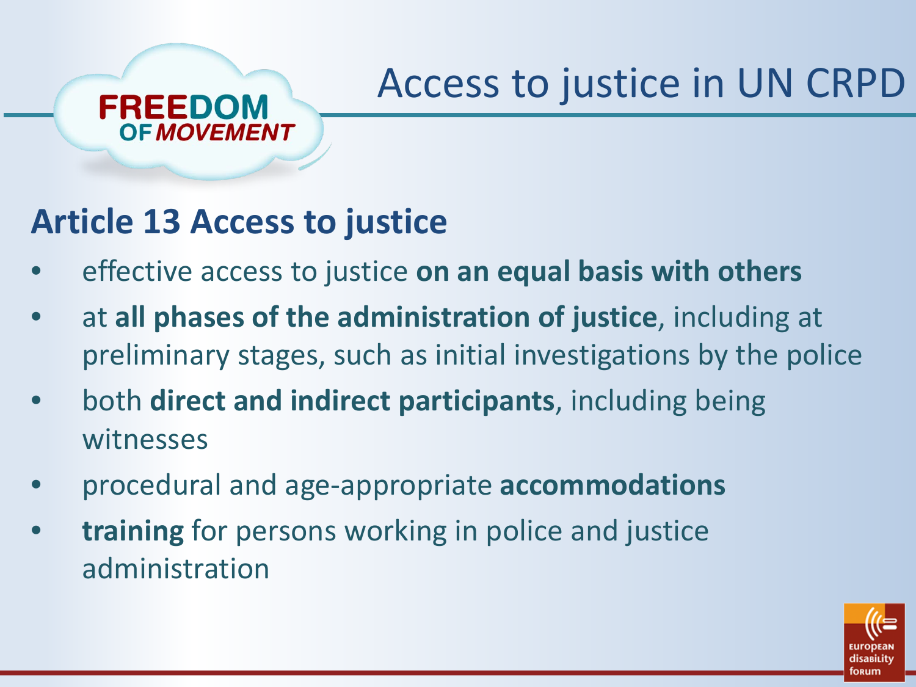FREEDOM OF *MOVEMENT*

# Access to justice in UN CRPD

## Article 13 Access to justice

- effective access to justice **on an equal basis with others**
- at **all phases of the administration of justice**, including at preliminary stages, such as initial investigations by the police
- both **direct and indirect participants**, including being witnesses
- procedural and age-appropriate **accommodations**
- **training** for persons working in police and justice administration

european disability forum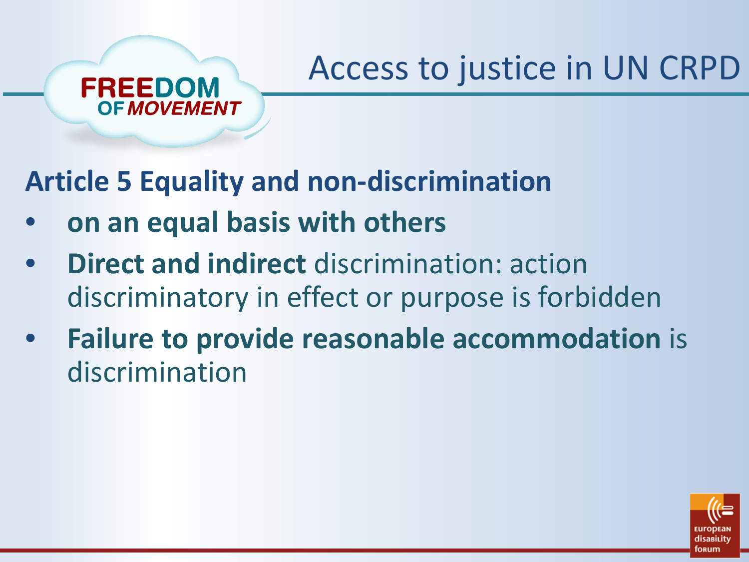# Access to justice in UN CRPD

## Article 5 Equality and non-discrimination

- **on an equal basis with others**
- **Direct and indirect** discrimination: action discriminatory in effect or purpose is forbidden
- **Failure to provide reasonable accommodation** is discrimination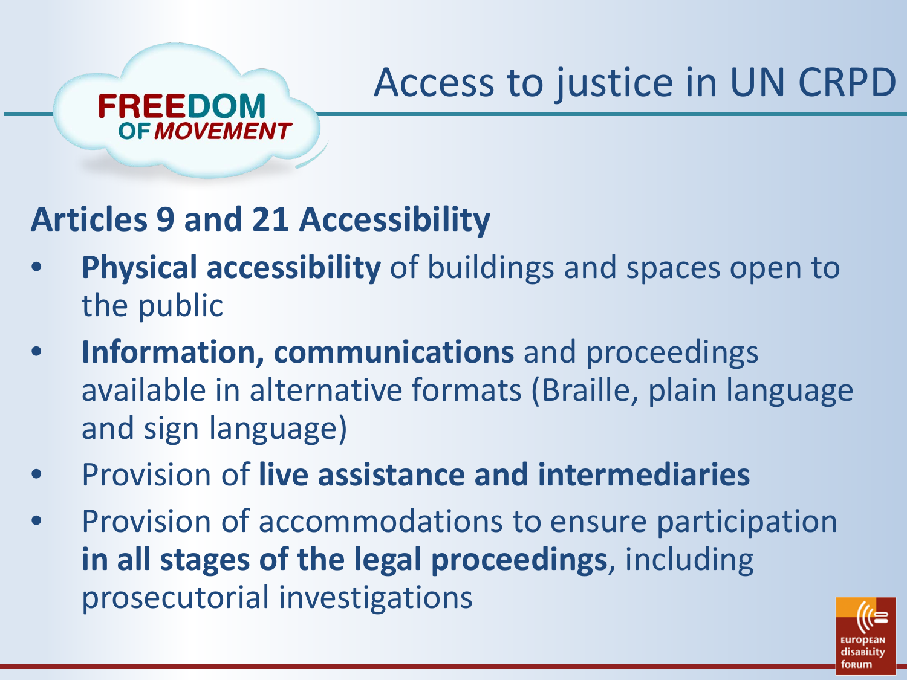# Access to justice in UN CRPD

FREEDOM OF MOVEMENT

## Articles 9 and 21 Accessibility

- **Physical accessibility** of buildings and spaces open to the public
- **Information, communications** and proceedings available in alternative formats (Braille, plain language and sign language)
- Provision of **live assistance and intermediaries**
- Provision of accommodations to ensure participation **in all stages of the legal proceedings**, including prosecutorial investigations

european disability forum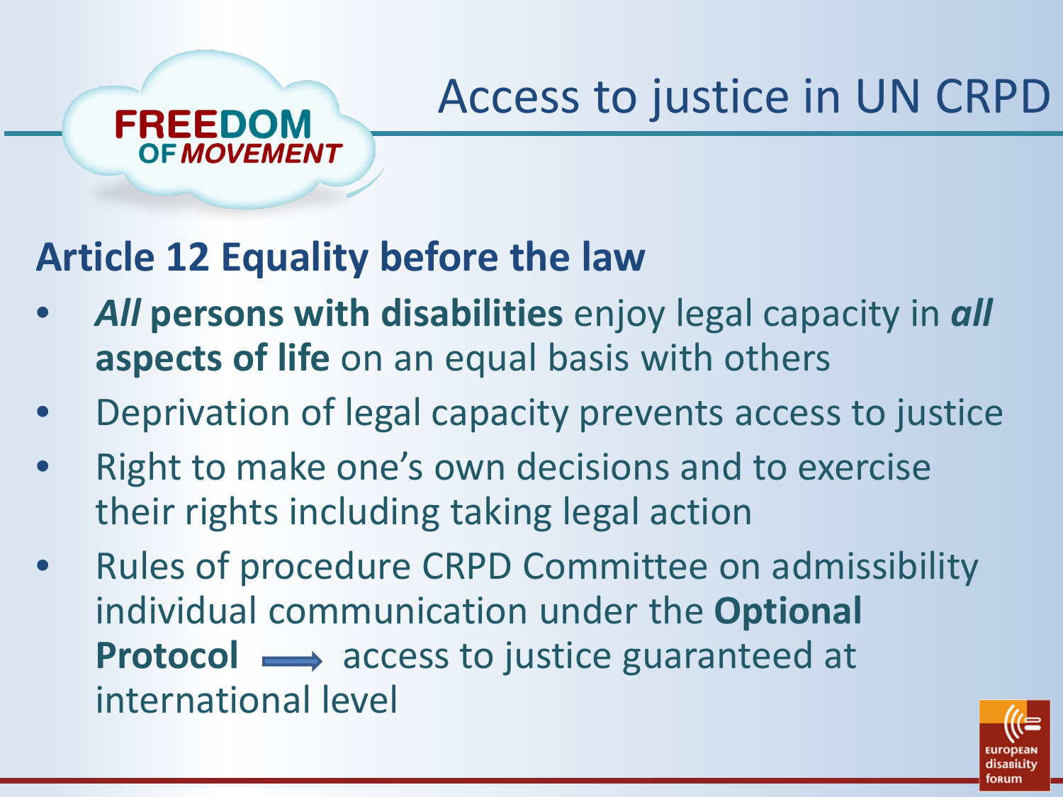# Access to justice in UN CRPD

## Article 12 Equality before the law

- ***All* persons with disabilities** enjoy legal capacity in ***all* aspects of life** on an equal basis with others
- Deprivation of legal capacity prevents access to justice
- Right to make one's own decisions and to exercise their rights including taking legal action
- Rules of procedure CRPD Committee on admissibility individual communication under the **Optional Protocol** → access to justice guaranteed at international level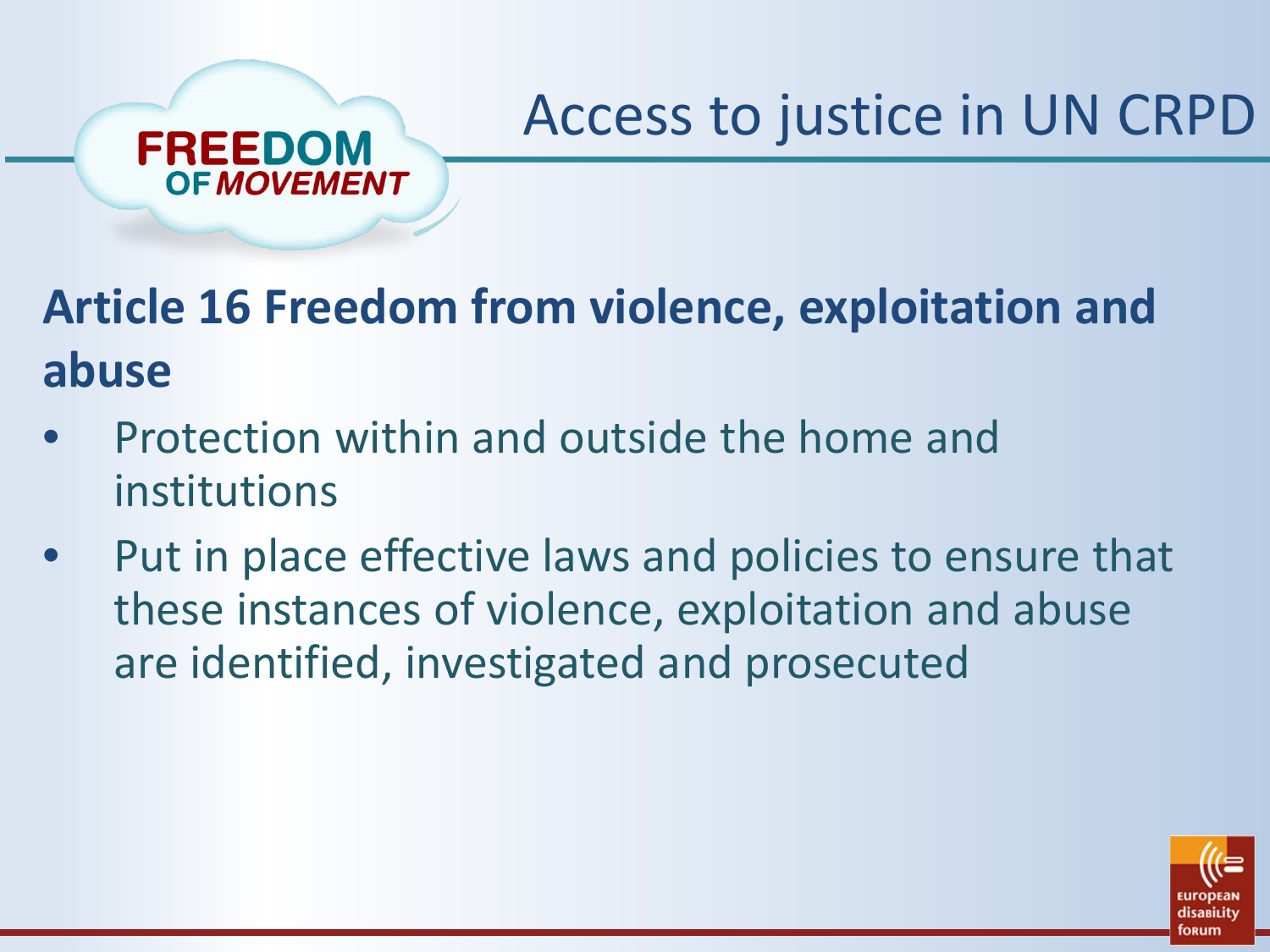# Access to justice in UN CRPD

## Article 16 Freedom from violence, exploitation and abuse

- Protection within and outside the home and institutions
- Put in place effective laws and policies to ensure that these instances of violence, exploitation and abuse are identified, investigated and prosecuted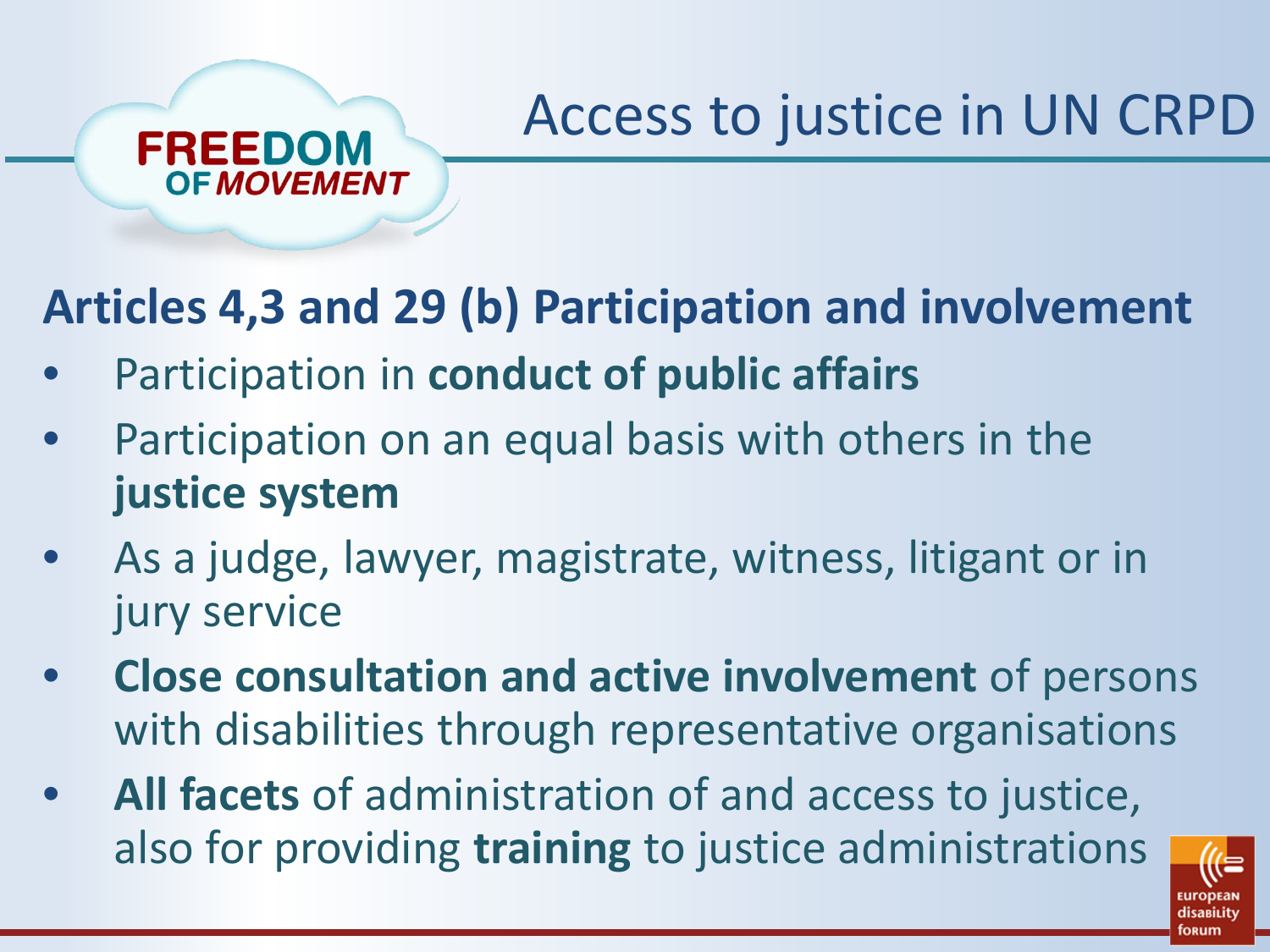# Access to justice in UN CRPD

## Articles 4,3 and 29 (b) Participation and involvement

- Participation in **conduct of public affairs**
- Participation on an equal basis with others in the **justice system**
- As a judge, lawyer, magistrate, witness, litigant or in jury service
- **Close consultation and active involvement** of persons with disabilities through representative organisations
- **All facets** of administration of and access to justice, also for providing **training** to justice administrations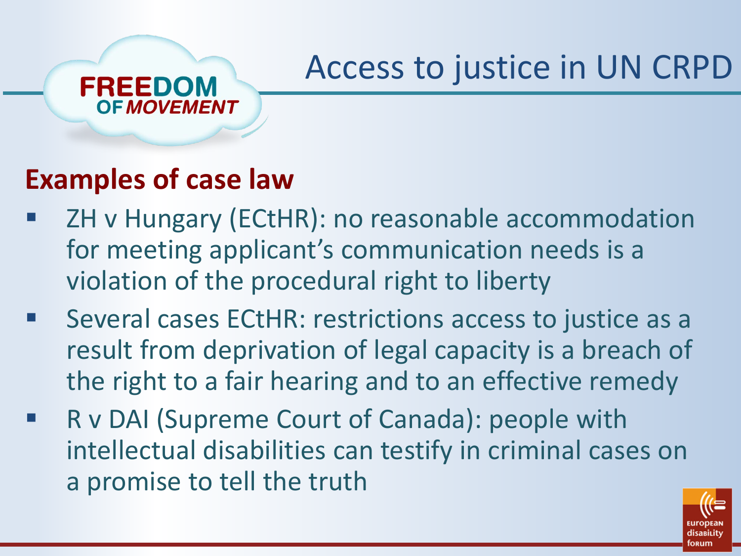# Access to justice in UN CRPD

## Examples of case law

- ZH v Hungary (ECtHR): no reasonable accommodation for meeting applicant's communication needs is a violation of the procedural right to liberty
- Several cases ECtHR: restrictions access to justice as a result from deprivation of legal capacity is a breach of the right to a fair hearing and to an effective remedy
- R v DAI (Supreme Court of Canada): people with intellectual disabilities can testify in criminal cases on a promise to tell the truth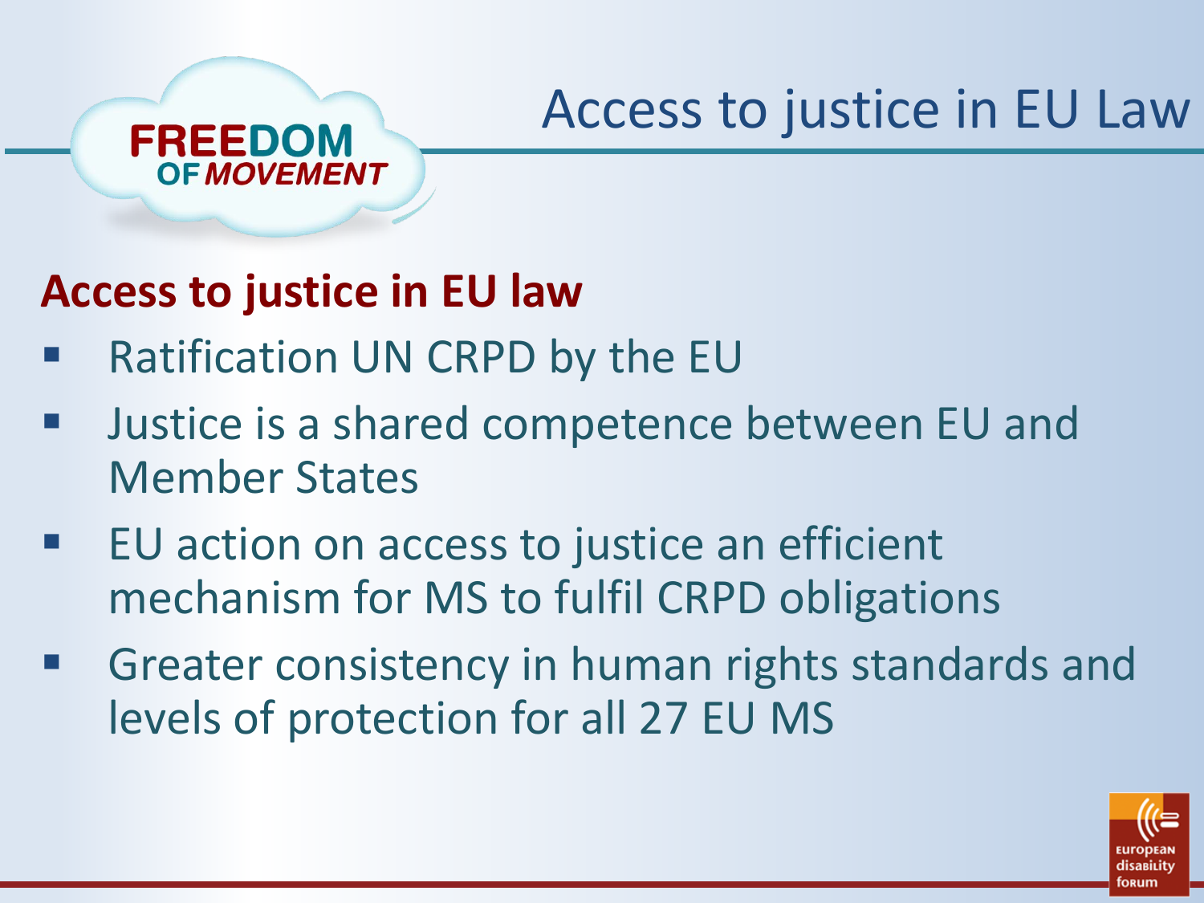# Access to justice in EU Law

## Access to justice in EU law

- Ratification UN CRPD by the EU
- Justice is a shared competence between EU and Member States
- EU action on access to justice an efficient mechanism for MS to fulfil CRPD obligations
- Greater consistency in human rights standards and levels of protection for all 27 EU MS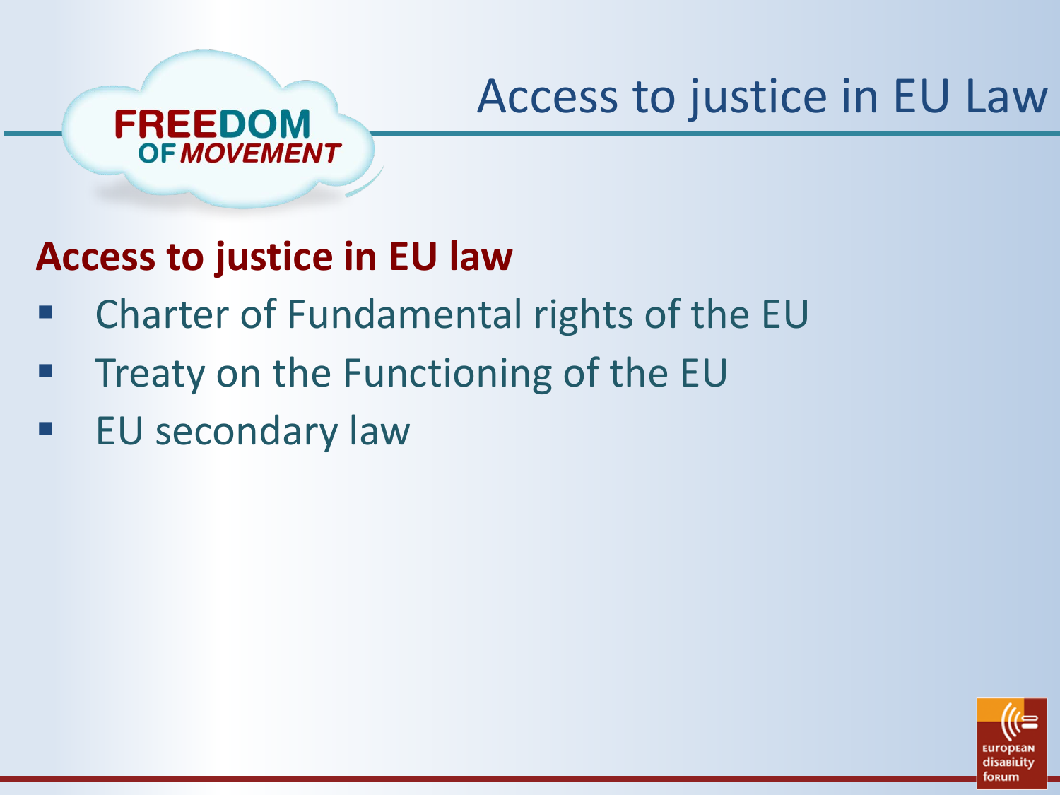# Access to justice in EU Law

## Access to justice in EU law

- Charter of Fundamental rights of the EU
- Treaty on the Functioning of the EU
- EU secondary law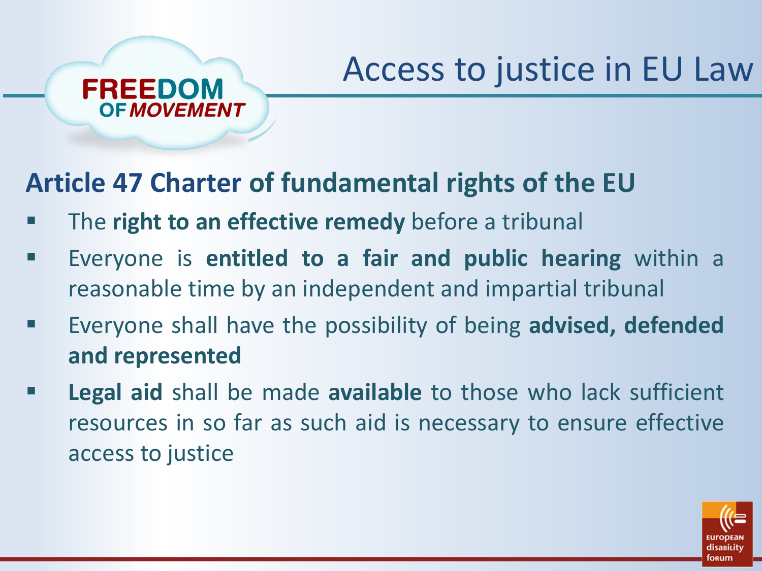# Access to justice in EU Law

## Article 47 Charter of fundamental rights of the EU

- The **right to an effective remedy** before a tribunal
- Everyone is **entitled to a fair and public hearing** within a reasonable time by an independent and impartial tribunal
- Everyone shall have the possibility of being **advised, defended and represented**
- **Legal aid** shall be made **available** to those who lack sufficient resources in so far as such aid is necessary to ensure effective access to justice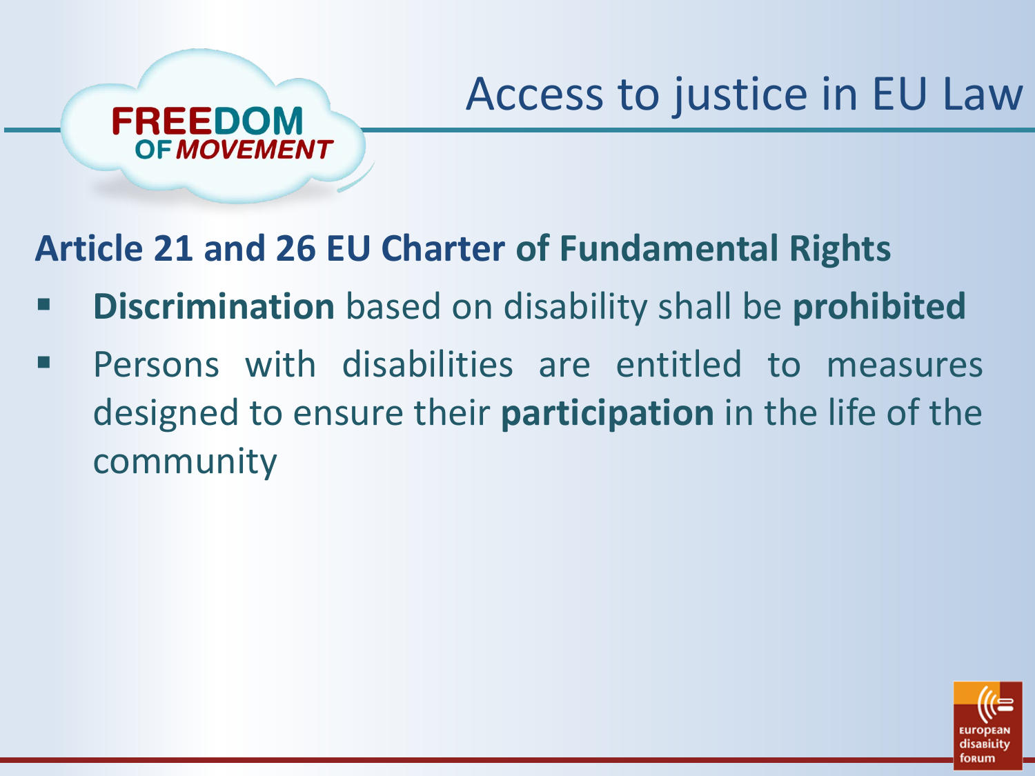# Access to justice in EU Law

**Article 21 and 26 EU Charter of Fundamental Rights**

- **Discrimination** based on disability shall be **prohibited**
- Persons with disabilities are entitled to measures designed to ensure their **participation** in the life of the community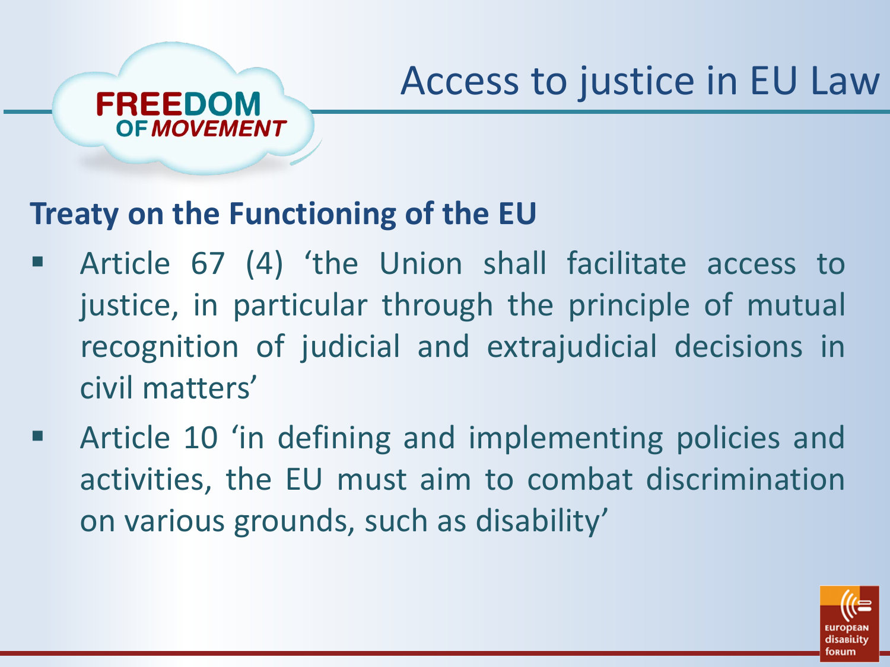# Access to justice in EU Law

FREEDOM OF MOVEMENT

**Treaty on the Functioning of the EU**

- Article 67 (4) ‘the Union shall facilitate access to justice, in particular through the principle of mutual recognition of judicial and extrajudicial decisions in civil matters’
- Article 10 ‘in defining and implementing policies and activities, the EU must aim to combat discrimination on various grounds, such as disability’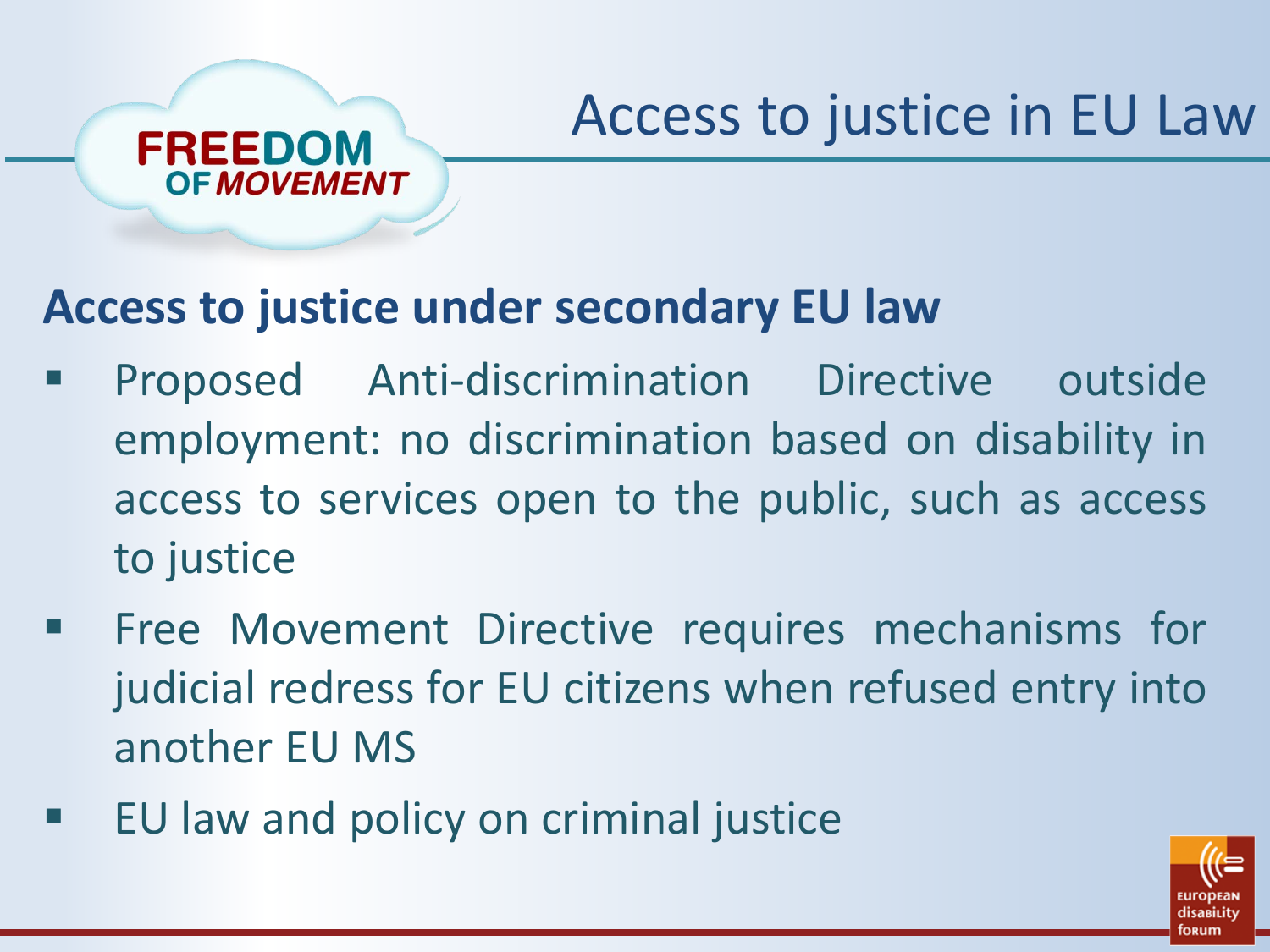# Access to justice in EU Law

## Access to justice under secondary EU law

- Proposed Anti-discrimination Directive outside employment: no discrimination based on disability in access to services open to the public, such as access to justice
- Free Movement Directive requires mechanisms for judicial redress for EU citizens when refused entry into another EU MS
- EU law and policy on criminal justice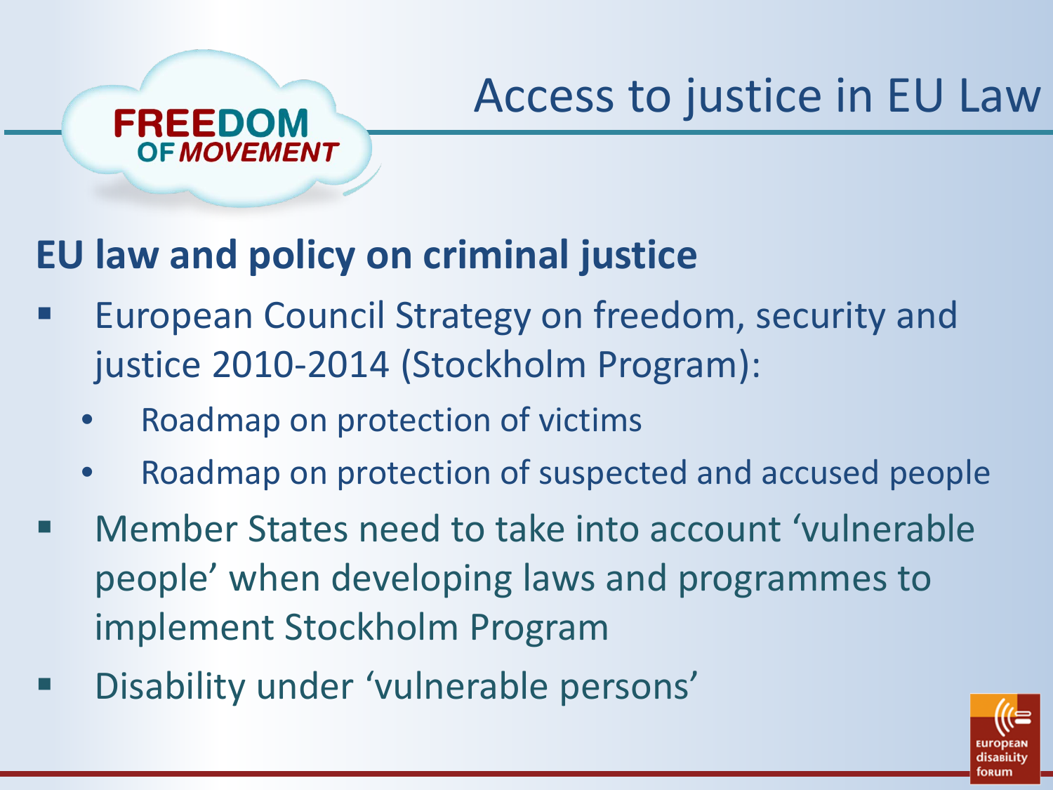# Access to justice in EU Law

## EU law and policy on criminal justice

- European Council Strategy on freedom, security and justice 2010-2014 (Stockholm Program):
  - Roadmap on protection of victims
  - Roadmap on protection of suspected and accused people
- Member States need to take into account ‘vulnerable people’ when developing laws and programmes to implement Stockholm Program
- Disability under ‘vulnerable persons’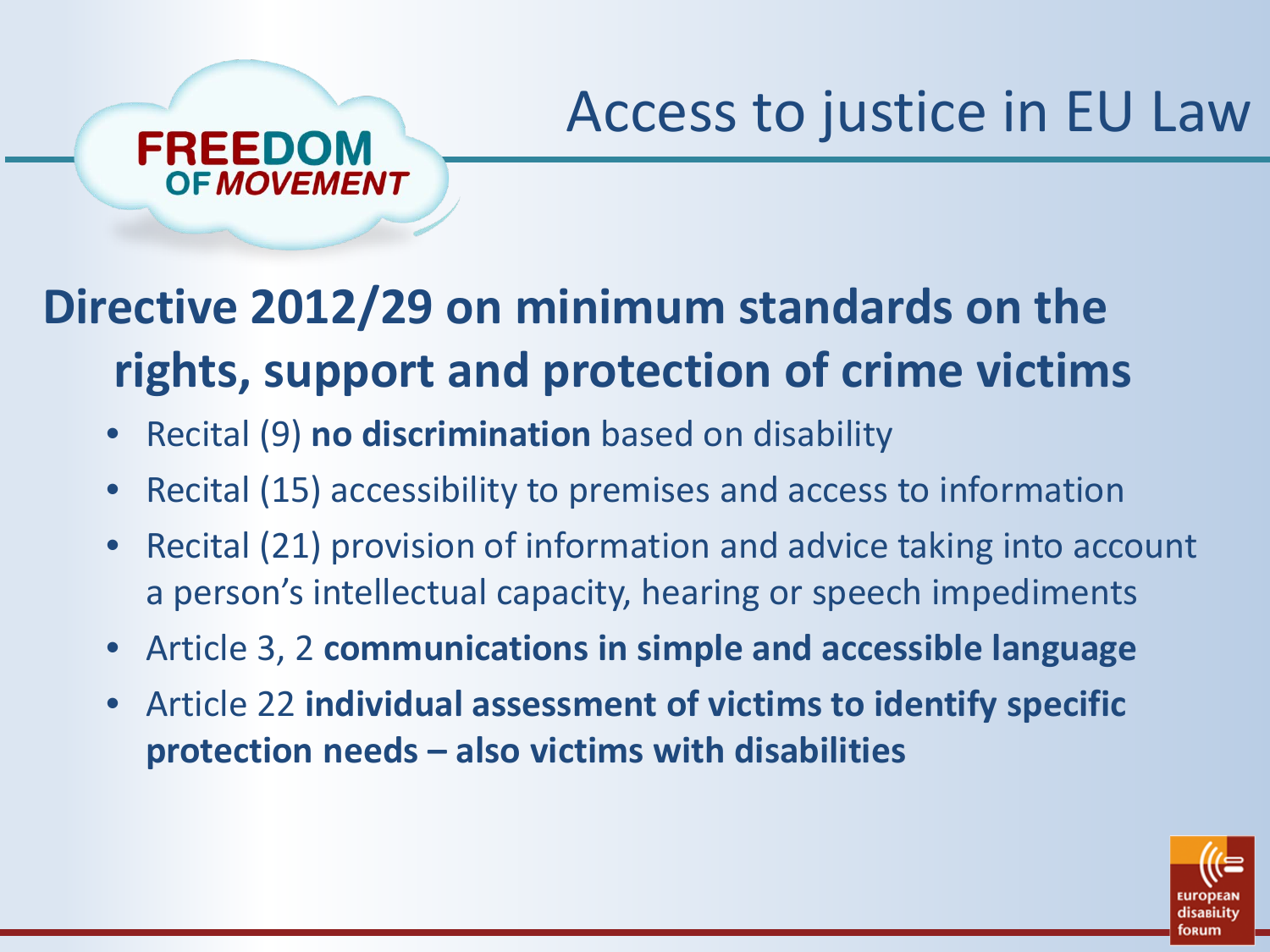# Access to justice in EU Law

## Directive 2012/29 on minimum standards on the rights, support and protection of crime victims

- Recital (9) **no discrimination** based on disability
- Recital (15) accessibility to premises and access to information
- Recital (21) provision of information and advice taking into account a person's intellectual capacity, hearing or speech impediments
- Article 3, 2 **communications in simple and accessible language**
- Article 22 **individual assessment of victims to identify specific protection needs – also victims with disabilities**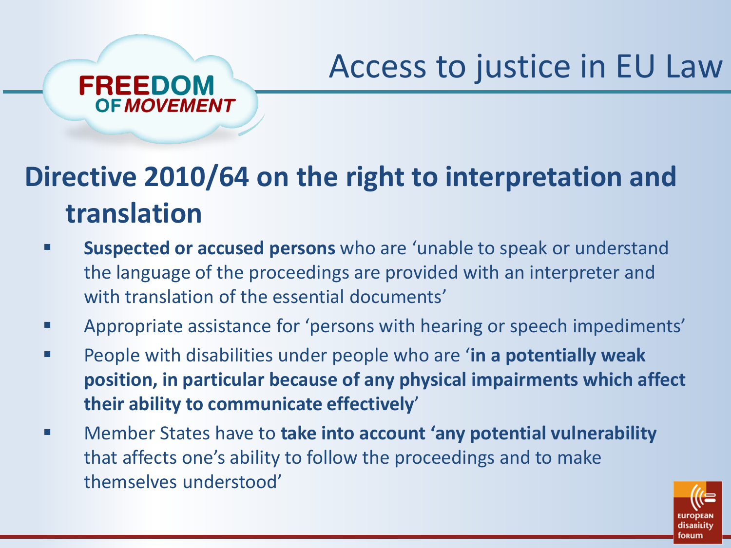# Access to justice in EU Law

FREEDOM OF *MOVEMENT*

## Directive 2010/64 on the right to interpretation and translation

- **Suspected or accused persons** who are 'unable to speak or understand the language of the proceedings are provided with an interpreter and with translation of the essential documents'
- Appropriate assistance for 'persons with hearing or speech impediments'
- People with disabilities under people who are '**in a potentially weak position, in particular because of any physical impairments which affect their ability to communicate effectively**'
- Member States have to **take into account 'any potential vulnerability** that affects one's ability to follow the proceedings and to make themselves understood'

european disability forum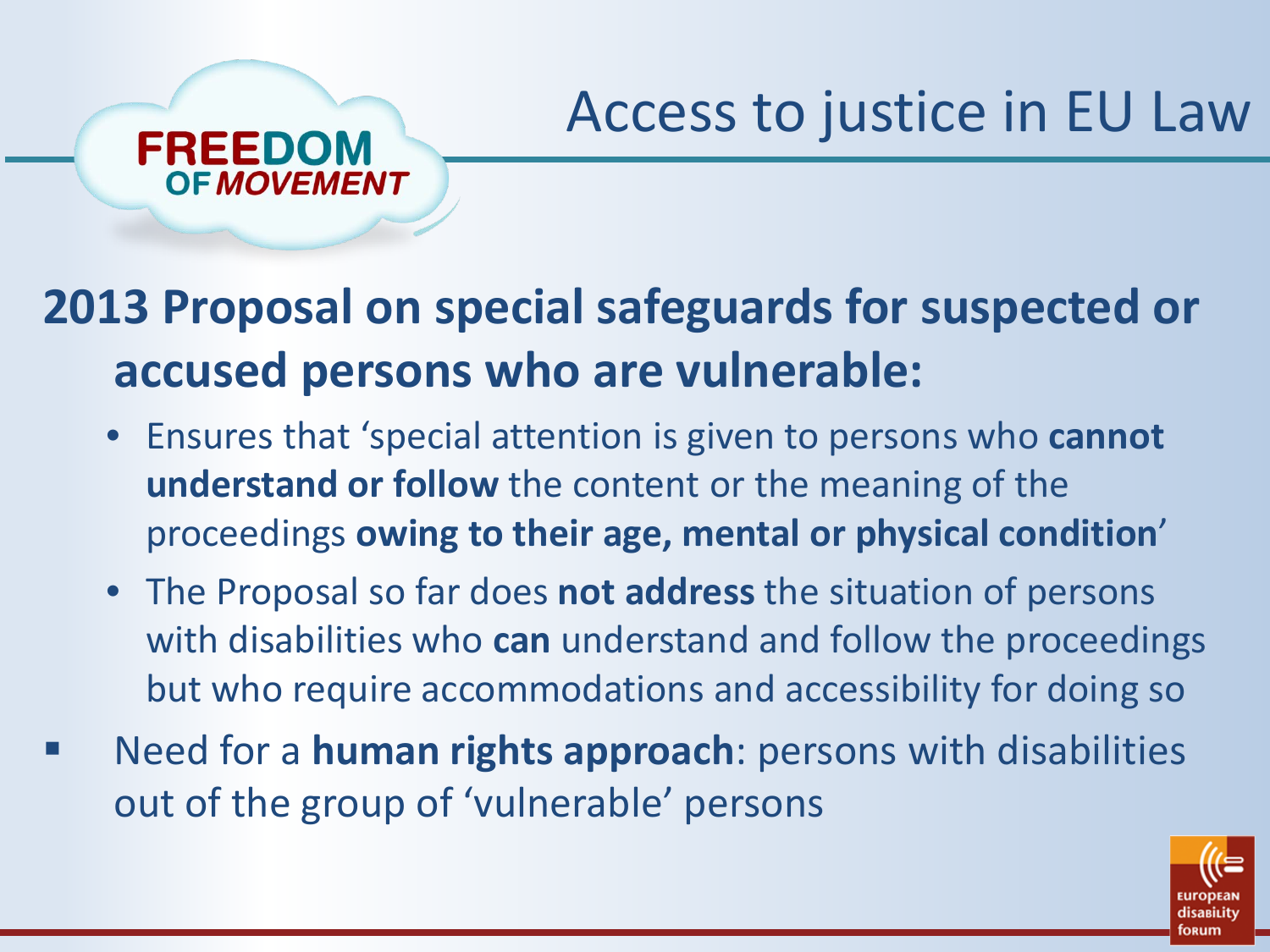# Access to justice in EU Law

## 2013 Proposal on special safeguards for suspected or accused persons who are vulnerable:

- Ensures that 'special attention is given to persons who **cannot understand or follow** the content or the meaning of the proceedings **owing to their age, mental or physical condition**'
- The Proposal so far does **not address** the situation of persons with disabilities who **can** understand and follow the proceedings but who require accommodations and accessibility for doing so

- Need for a **human rights approach**: persons with disabilities out of the group of 'vulnerable' persons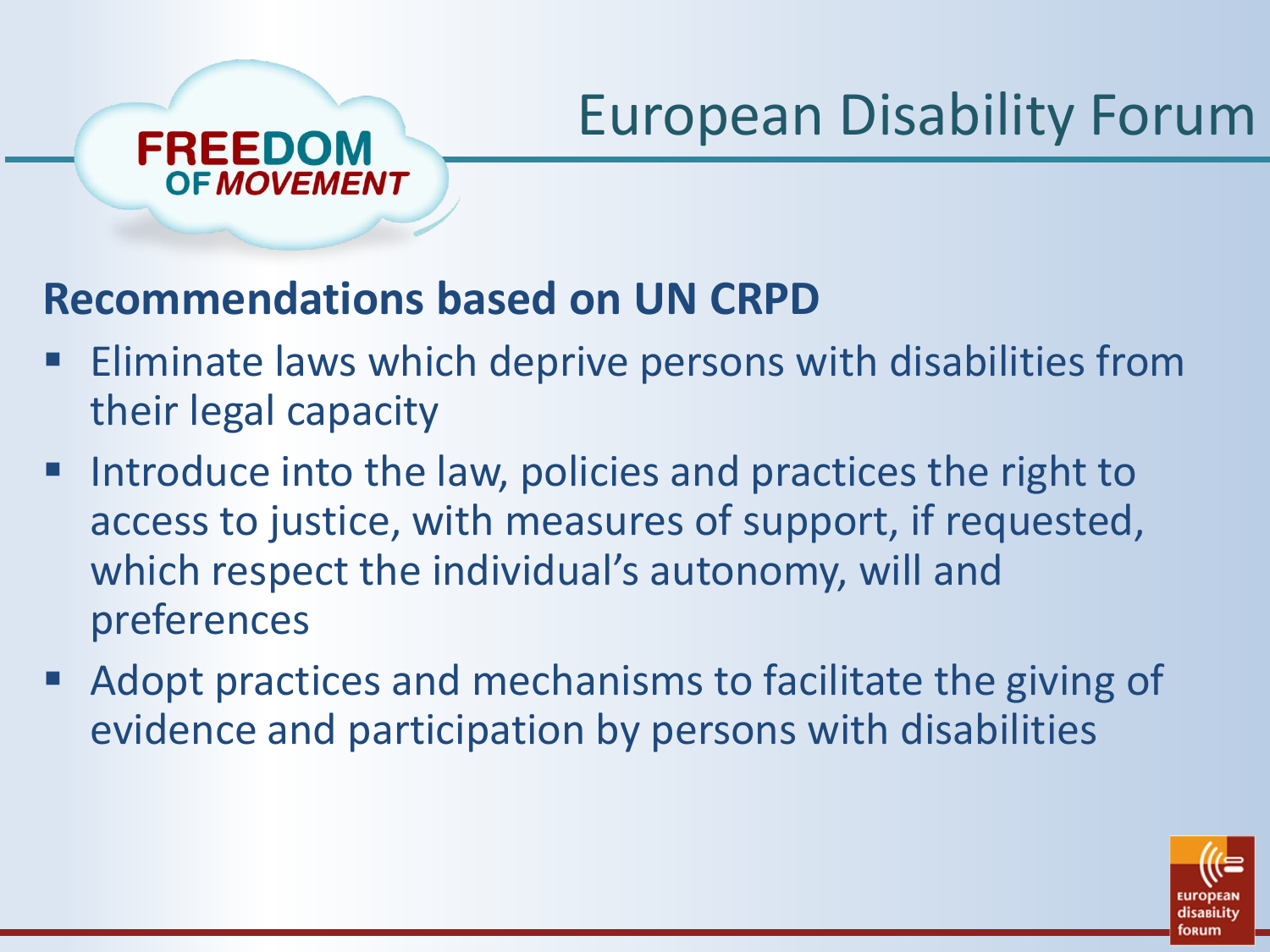# European Disability Forum

FREEDOM OF MOVEMENT

## Recommendations based on UN CRPD

- Eliminate laws which deprive persons with disabilities from their legal capacity
- Introduce into the law, policies and practices the right to access to justice, with measures of support, if requested, which respect the individual's autonomy, will and preferences
- Adopt practices and mechanisms to facilitate the giving of evidence and participation by persons with disabilities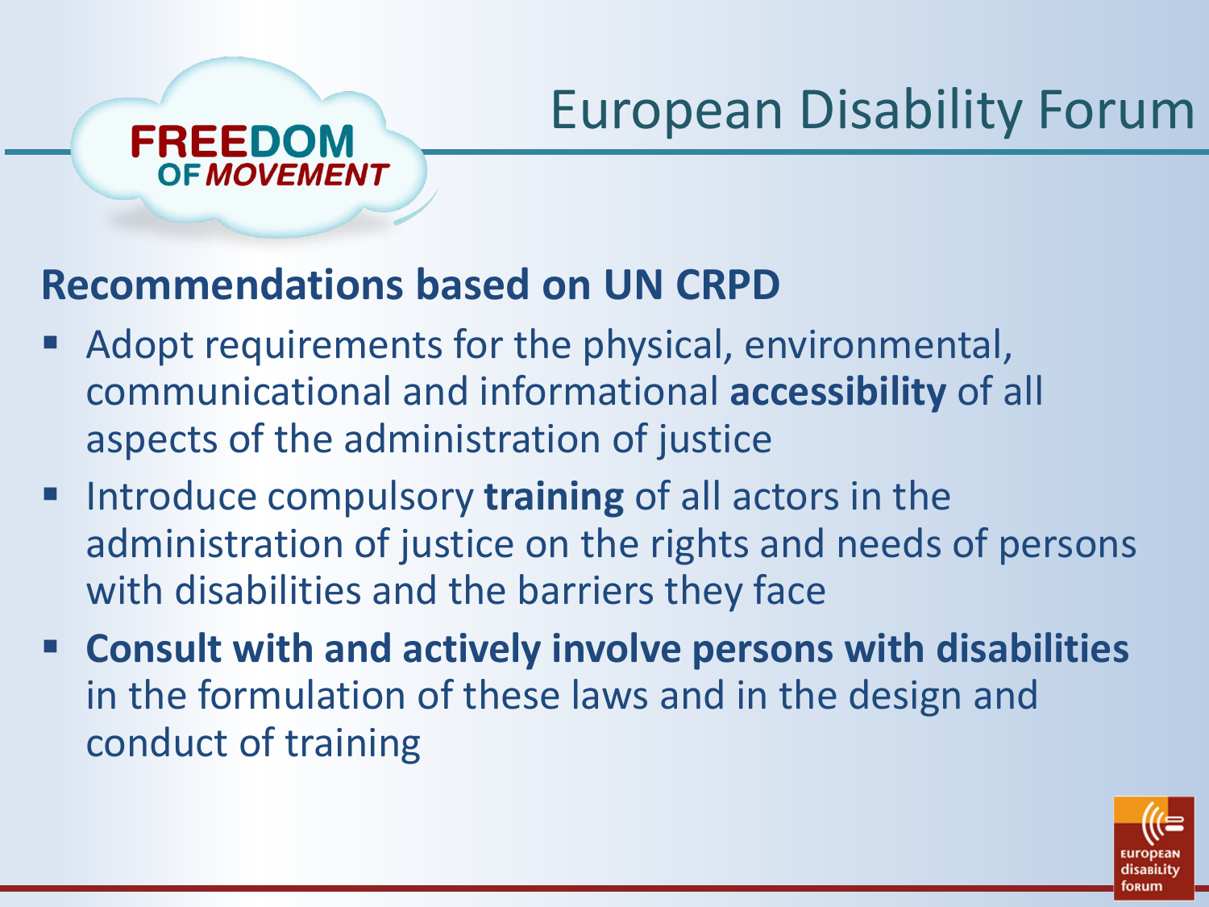# European Disability Forum

FREEDOM OF *MOVEMENT*

## Recommendations based on UN CRPD

- Adopt requirements for the physical, environmental, communicational and informational **accessibility** of all aspects of the administration of justice
- Introduce compulsory **training** of all actors in the administration of justice on the rights and needs of persons with disabilities and the barriers they face
- **Consult with and actively involve persons with disabilities** in the formulation of these laws and in the design and conduct of training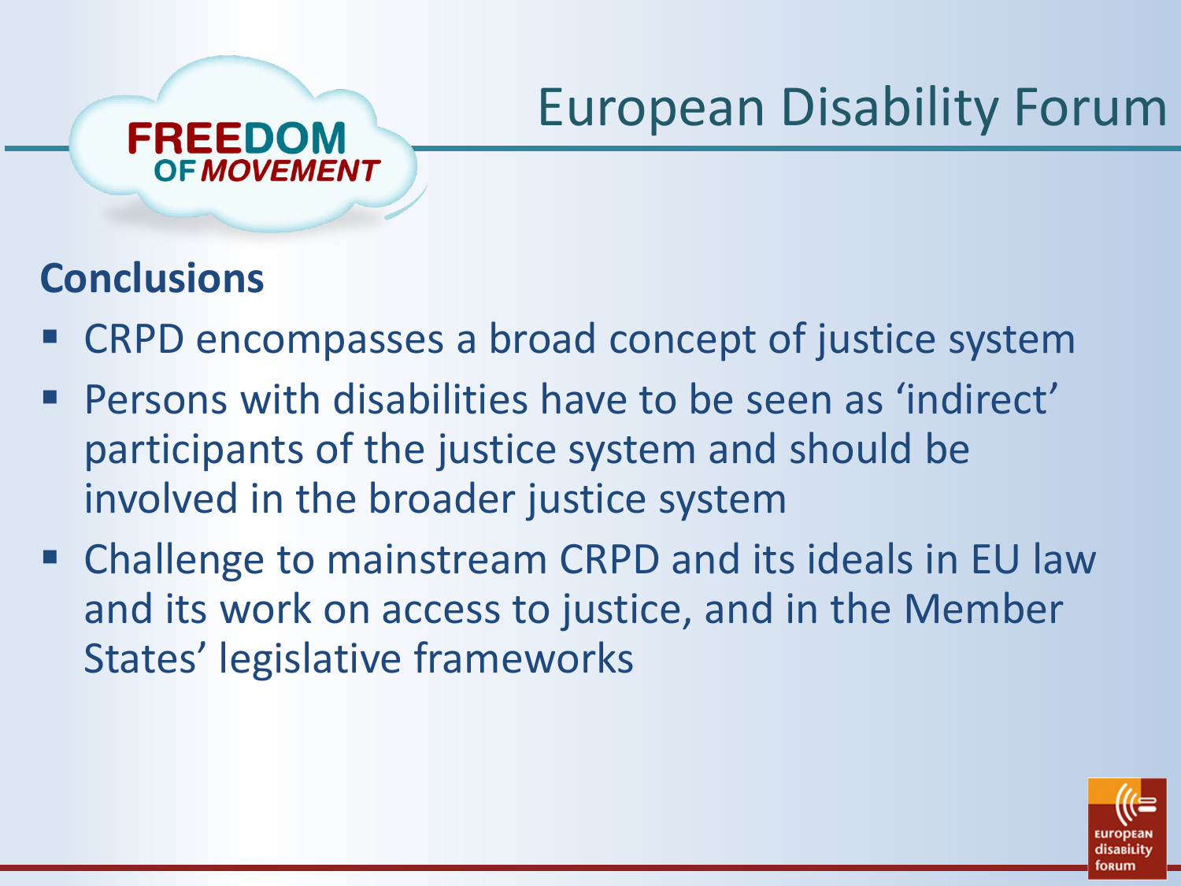# European Disability Forum

FREEDOM OF MOVEMENT

## Conclusions

- CRPD encompasses a broad concept of justice system
- Persons with disabilities have to be seen as 'indirect' participants of the justice system and should be involved in the broader justice system
- Challenge to mainstream CRPD and its ideals in EU law and its work on access to justice, and in the Member States' legislative frameworks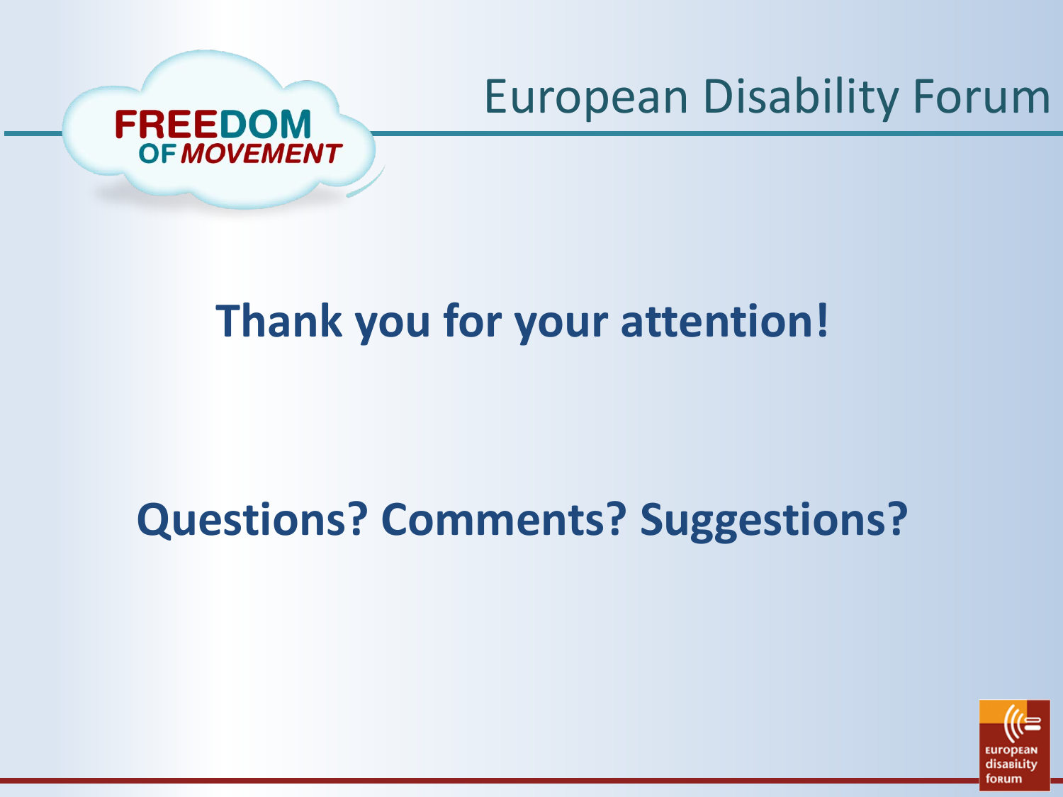**Thank you for your attention!**

**Questions? Comments? Suggestions?**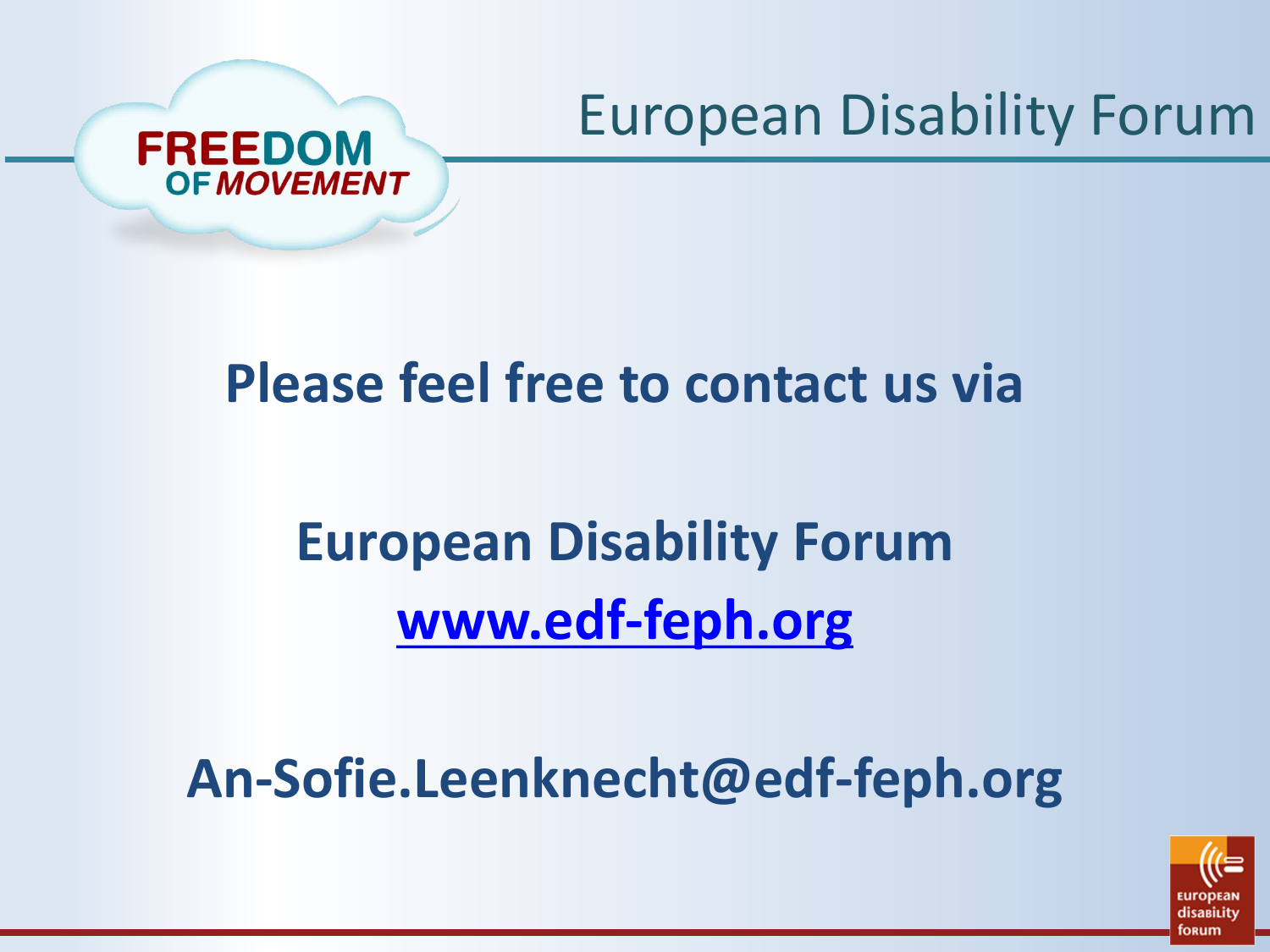FREEDOM OF MOVEMENT

European Disability Forum

## Please feel free to contact us via

**European Disability Forum**

**www.edf-feph.org**

**An-Sofie.Leenknecht@edf-feph.org**

european disability forum